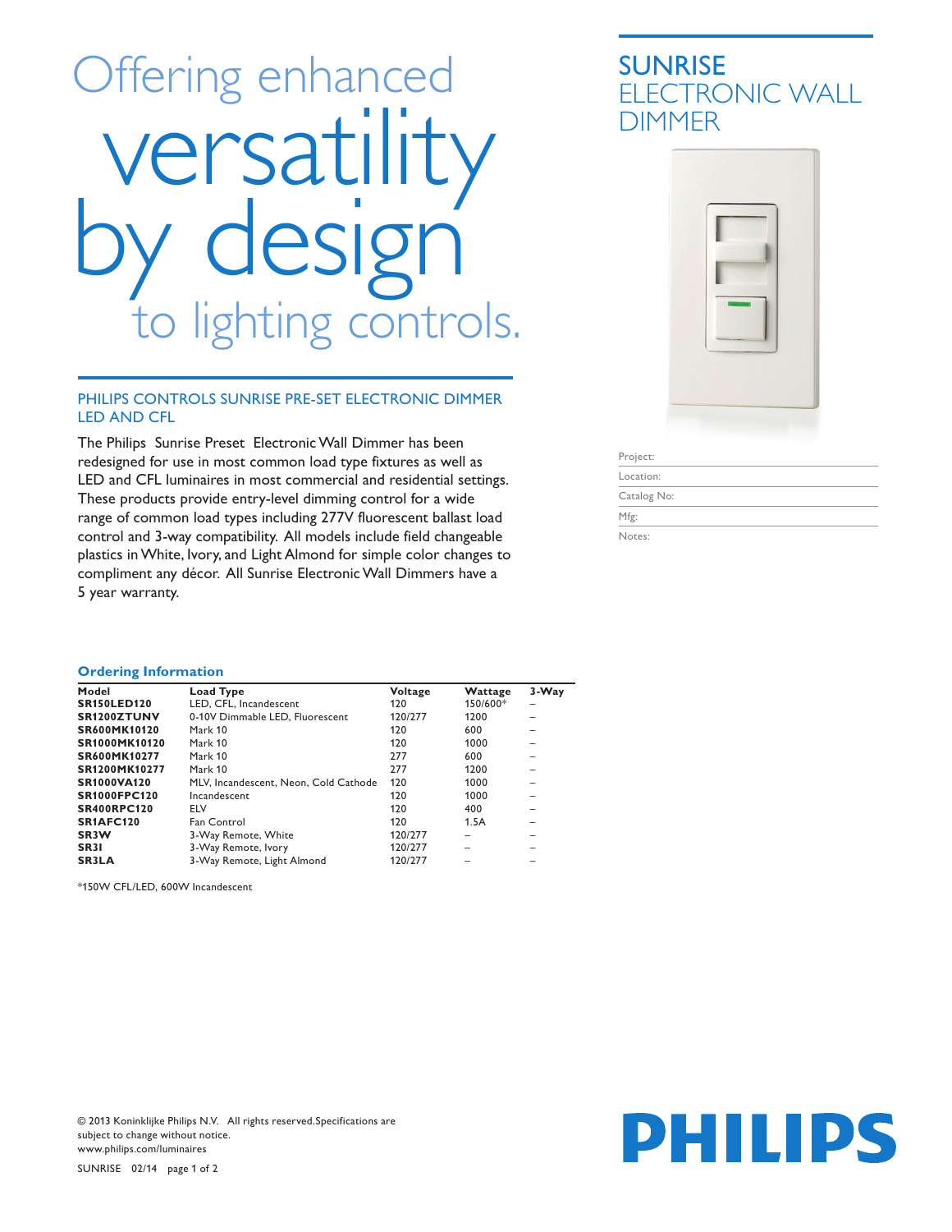# Offering enhanced versatility by design to lighting controls.

## SUNRISE ELECTRONIC WALL DIMMER

Project:

Location:

Catalog No:

Mfg:

Notes:

### PHILIPS CONTROLS SUNRISE PRE-SET ELECTRONIC DIMMER LED AND CFL

The Philips Sunrise Preset Electronic Wall Dimmer has been redesigned for use in most common load type fixtures as well as LED and CFL luminaires in most commercial and residential settings. These products provide entry-level dimming control for a wide range of common load types including 277V fluorescent ballast load control and 3-way compatibility. All models include field changeable plastics in White, Ivory, and Light Almond for simple color changes to compliment any décor. All Sunrise Electronic Wall Dimmers have a 5 year warranty.

### Ordering Information

| Model | Load Type | Voltage | Wattage | 3-Way |
|---|---|---|---|---|
| **SR150LED120** | LED, CFL, Incandescent | 120 | 150/600* | – |
| **SR1200ZTUNV** | 0-10V Dimmable LED, Fluorescent | 120/277 | 1200 | – |
| **SR600MK10120** | Mark 10 | 120 | 600 | – |
| **SR1000MK10120** | Mark 10 | 120 | 1000 | – |
| **SR600MK10277** | Mark 10 | 277 | 600 | – |
| **SR1200MK10277** | Mark 10 | 277 | 1200 | – |
| **SR1000VA120** | MLV, Incandescent, Neon, Cold Cathode | 120 | 1000 | – |
| **SR1000FPC120** | Incandescent | 120 | 1000 | – |
| **SR400RPC120** | ELV | 120 | 400 | – |
| **SR1AFC120** | Fan Control | 120 | 1.5A | – |
| **SR3W** | 3-Way Remote, White | 120/277 | – | – |
| **SR3I** | 3-Way Remote, Ivory | 120/277 | – | – |
| **SR3LA** | 3-Way Remote, Light Almond | 120/277 | – | – |

*150W CFL/LED, 600W Incandescent

© 2013 Koninklijke Philips N.V. All rights reserved.Specifications are subject to change without notice.
www.philips.com/luminaires

SUNRISE 02/14

PHILIPS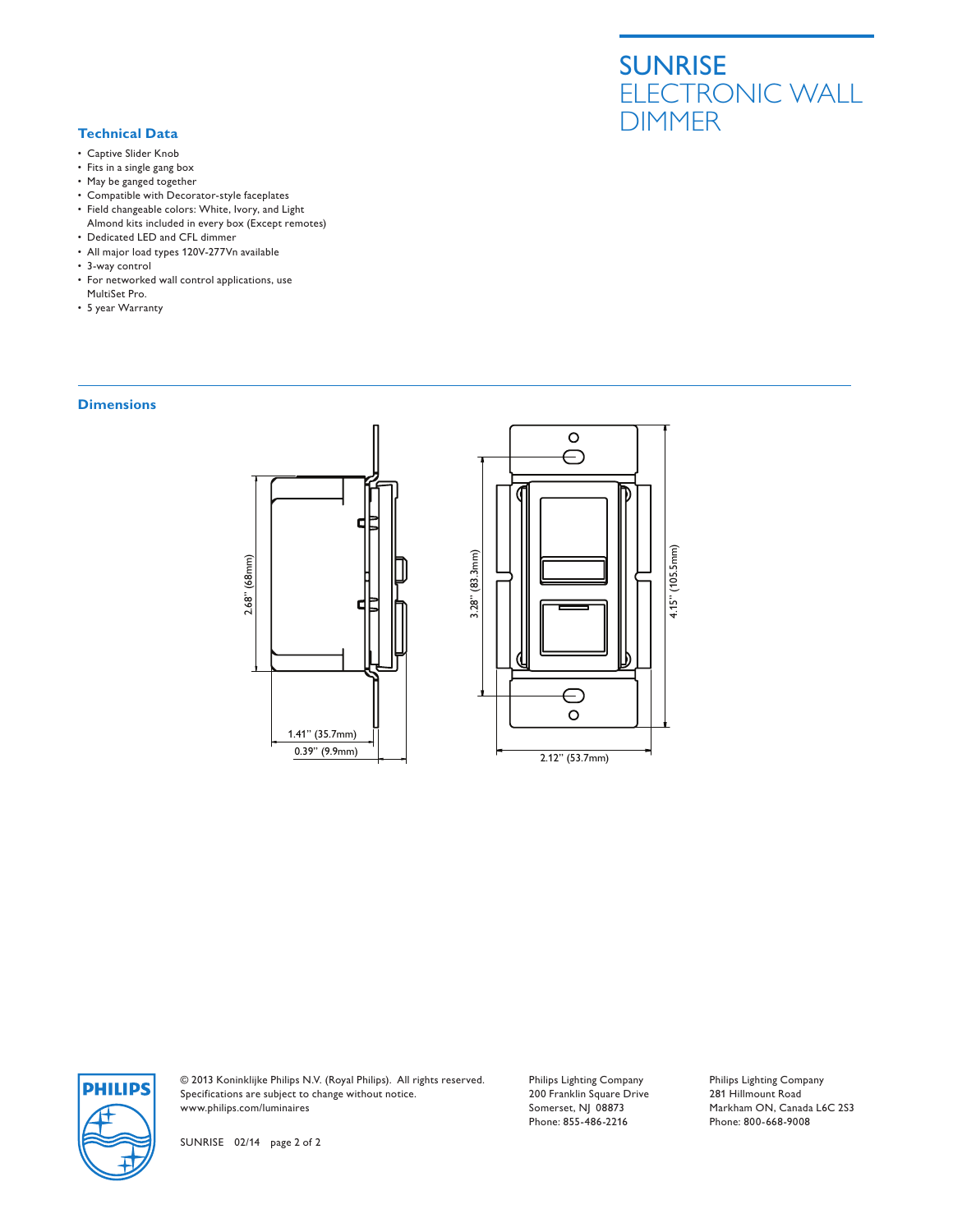# SUNRISE ELECTRONIC WALL DIMMER

## Technical Data

- Captive Slider Knob
- Fits in a single gang box
- May be ganged together
- Compatible with Decorator-style faceplates
- Field changeable colors: White, Ivory, and Light Almond kits included in every box (Except remotes)
- Dedicated LED and CFL dimmer
- All major load types 120V-277Vn available
- 3-way control
- For networked wall control applications, use MultiSet Pro.
- 5 year Warranty

## Dimensions

2.68" (68mm)

1.41" (35.7mm)

0.39" (9.9mm)

3.28" (83.3mm)

4.15" (105.5mm)

2.12" (53.7mm)

© 2013 Koninklijke Philips N.V. (Royal Philips). All rights reserved.
Specifications are subject to change without notice.
www.philips.com/luminaires

SUNRISE 02/14

Philips Lighting Company
200 Franklin Square Drive
Somerset, NJ 08873
Phone: 855-486-2216

Philips Lighting Company
281 Hillmount Road
Markham ON, Canada L6C 2S3
Phone: 800-668-9008